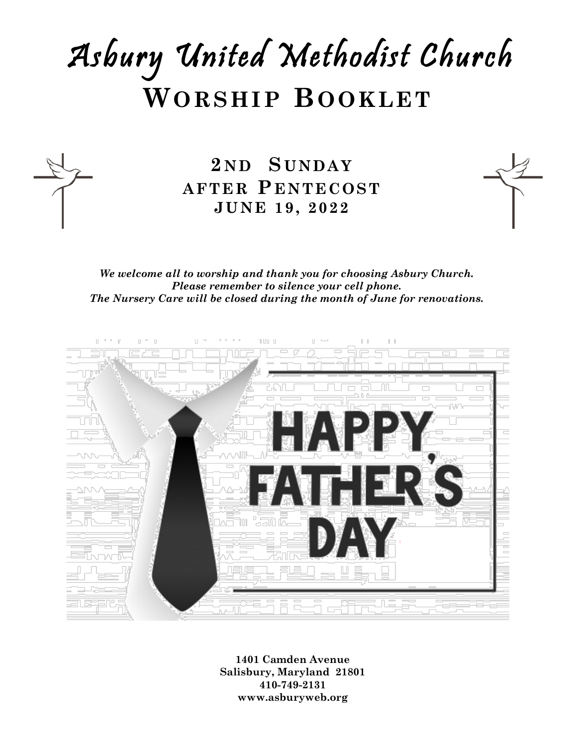# Asbury United Methodist Church

## Worship Booklet

### 2nd Sunday after Pentecost
### June 19, 2022

***We welcome all to worship and thank you for choosing Asbury Church.***
***Please remember to silence your cell phone.***
***The Nursery Care will be closed during the month of June for renovations.***

HAPPY FATHER'S DAY

**1401 Camden Avenue**
**Salisbury, Maryland 21801**
**410-749-2131**
**www.asburyweb.org**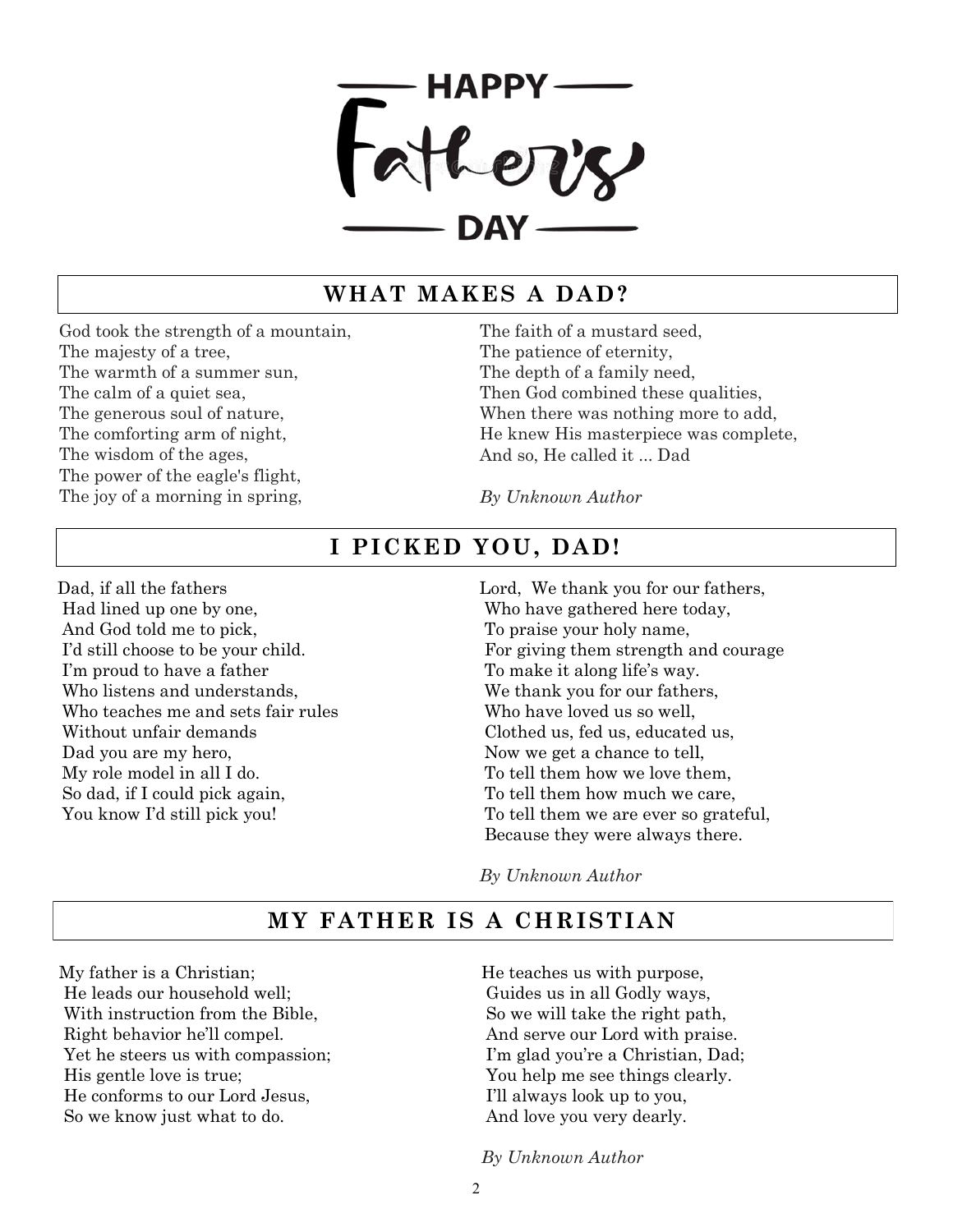# HAPPY Father's DAY

## WHAT MAKES A DAD?

God took the strength of a mountain,
The majesty of a tree,
The warmth of a summer sun,
The calm of a quiet sea,
The generous soul of nature,
The comforting arm of night,
The wisdom of the ages,
The power of the eagle's flight,
The joy of a morning in spring,
The faith of a mustard seed,
The patience of eternity,
The depth of a family need,
Then God combined these qualities,
When there was nothing more to add,
He knew His masterpiece was complete,
And so, He called it ... Dad

*By Unknown Author*

## I PICKED YOU, DAD!

Dad, if all the fathers
Had lined up one by one,
And God told me to pick,
I'd still choose to be your child.
I'm proud to have a father
Who listens and understands,
Who teaches me and sets fair rules
Without unfair demands
Dad you are my hero,
My role model in all I do.
So dad, if I could pick again,
You know I'd still pick you!

Lord, We thank you for our fathers,
Who have gathered here today,
To praise your holy name,
For giving them strength and courage
To make it along life's way.
We thank you for our fathers,
Who have loved us so well,
Clothed us, fed us, educated us,
Now we get a chance to tell,
To tell them how we love them,
To tell them how much we care,
To tell them we are ever so grateful,
Because they were always there.

*By Unknown Author*

## MY FATHER IS A CHRISTIAN

My father is a Christian;
He leads our household well;
With instruction from the Bible,
Right behavior he'll compel.
Yet he steers us with compassion;
His gentle love is true;
He conforms to our Lord Jesus,
So we know just what to do.
He teaches us with purpose,
Guides us in all Godly ways,
So we will take the right path,
And serve our Lord with praise.
I'm glad you're a Christian, Dad;
You help me see things clearly.
I'll always look up to you,
And love you very dearly.

*By Unknown Author*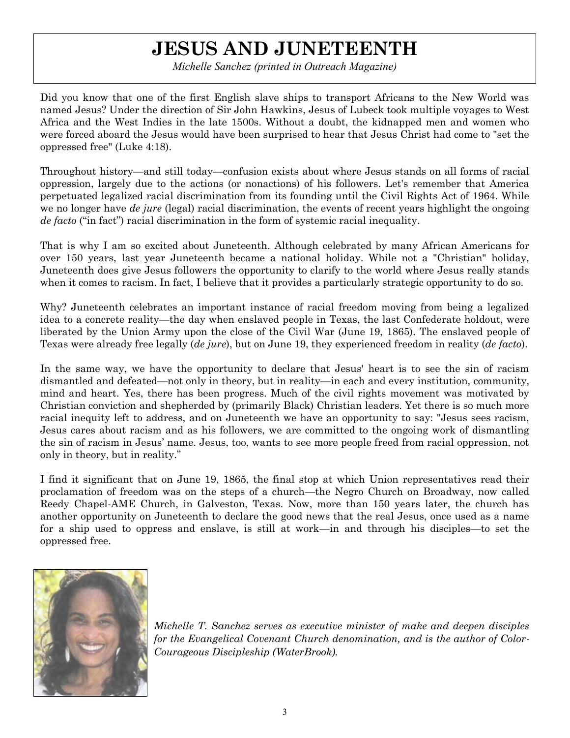# JESUS AND JUNETEENTH

*Michelle Sanchez (printed in Outreach Magazine)*

Did you know that one of the first English slave ships to transport Africans to the New World was named Jesus? Under the direction of Sir John Hawkins, Jesus of Lubeck took multiple voyages to West Africa and the West Indies in the late 1500s. Without a doubt, the kidnapped men and women who were forced aboard the Jesus would have been surprised to hear that Jesus Christ had come to "set the oppressed free" (Luke 4:18).

Throughout history—and still today—confusion exists about where Jesus stands on all forms of racial oppression, largely due to the actions (or nonactions) of his followers. Let's remember that America perpetuated legalized racial discrimination from its founding until the Civil Rights Act of 1964. While we no longer have *de jure* (legal) racial discrimination, the events of recent years highlight the ongoing *de facto* ("in fact") racial discrimination in the form of systemic racial inequality.

That is why I am so excited about Juneteenth. Although celebrated by many African Americans for over 150 years, last year Juneteenth became a national holiday. While not a "Christian" holiday, Juneteenth does give Jesus followers the opportunity to clarify to the world where Jesus really stands when it comes to racism. In fact, I believe that it provides a particularly strategic opportunity to do so.

Why? Juneteenth celebrates an important instance of racial freedom moving from being a legalized idea to a concrete reality—the day when enslaved people in Texas, the last Confederate holdout, were liberated by the Union Army upon the close of the Civil War (June 19, 1865). The enslaved people of Texas were already free legally (*de jure*), but on June 19, they experienced freedom in reality (*de facto*).

In the same way, we have the opportunity to declare that Jesus' heart is to see the sin of racism dismantled and defeated—not only in theory, but in reality—in each and every institution, community, mind and heart. Yes, there has been progress. Much of the civil rights movement was motivated by Christian conviction and shepherded by (primarily Black) Christian leaders. Yet there is so much more racial inequity left to address, and on Juneteenth we have an opportunity to say: "Jesus sees racism, Jesus cares about racism and as his followers, we are committed to the ongoing work of dismantling the sin of racism in Jesus' name. Jesus, too, wants to see more people freed from racial oppression, not only in theory, but in reality."

I find it significant that on June 19, 1865, the final stop at which Union representatives read their proclamation of freedom was on the steps of a church—the Negro Church on Broadway, now called Reedy Chapel-AME Church, in Galveston, Texas. Now, more than 150 years later, the church has another opportunity on Juneteenth to declare the good news that the real Jesus, once used as a name for a ship used to oppress and enslave, is still at work—in and through his disciples—to set the oppressed free.

*Michelle T. Sanchez serves as executive minister of make and deepen disciples for the Evangelical Covenant Church denomination, and is the author of Color-Courageous Discipleship (WaterBrook).*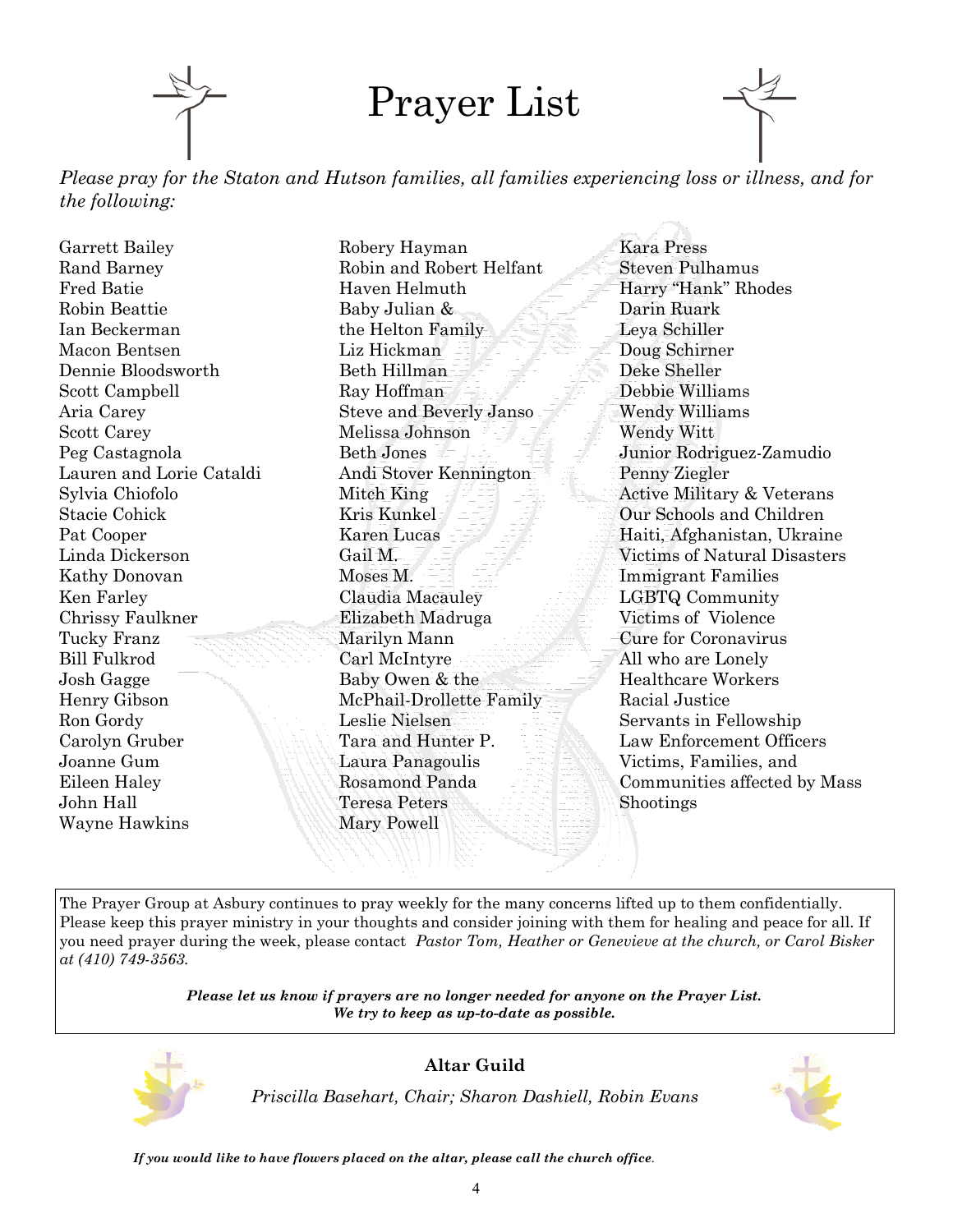# Prayer List

*Please pray for the Staton and Hutson families, all families experiencing loss or illness, and for the following:*

Garrett Bailey
Rand Barney
Fred Batie
Robin Beattie
Ian Beckerman
Macon Bentsen
Dennie Bloodsworth
Scott Campbell
Aria Carey
Scott Carey
Peg Castagnola
Lauren and Lorie Cataldi
Sylvia Chiofolo
Stacie Cohick
Pat Cooper
Linda Dickerson
Kathy Donovan
Ken Farley
Chrissy Faulkner
Tucky Franz
Bill Fulkrod
Josh Gagge
Henry Gibson
Ron Gordy
Carolyn Gruber
Joanne Gum
Eileen Haley
John Hall
Wayne Hawkins
Robery Hayman
Robin and Robert Helfant
Haven Helmuth
Baby Julian & the Helton Family
Liz Hickman
Beth Hillman
Ray Hoffman
Steve and Beverly Janso
Melissa Johnson
Beth Jones
Andi Stover Kennington
Mitch King
Kris Kunkel
Karen Lucas
Gail M.
Moses M.
Claudia Macauley
Elizabeth Madruga
Marilyn Mann
Carl McIntyre
Baby Owen & the McPhail-Drollette Family
Leslie Nielsen
Tara and Hunter P.
Laura Panagoulis
Rosamond Panda
Teresa Peters
Mary Powell
Kara Press
Steven Pulhamus
Harry "Hank" Rhodes
Darin Ruark
Leya Schiller
Doug Schirner
Deke Sheller
Debbie Williams
Wendy Williams
Wendy Witt
Junior Rodriguez-Zamudio
Penny Ziegler
Active Military & Veterans
Our Schools and Children
Haiti, Afghanistan, Ukraine
Victims of Natural Disasters
Immigrant Families
LGBTQ Community
Victims of Violence
Cure for Coronavirus
All who are Lonely
Healthcare Workers
Racial Justice
Servants in Fellowship
Law Enforcement Officers
Victims, Families, and Communities affected by Mass Shootings

The Prayer Group at Asbury continues to pray weekly for the many concerns lifted up to them confidentially. Please keep this prayer ministry in your thoughts and consider joining with them for healing and peace for all. If you need prayer during the week, please contact *Pastor Tom, Heather or Genevieve at the church, or Carol Bisker at (410) 749-3563.*

***Please let us know if prayers are no longer needed for anyone on the Prayer List. We try to keep as up-to-date as possible.***

**Altar Guild**

*Priscilla Basehart, Chair; Sharon Dashiell, Robin Evans*

***If you would like to have flowers placed on the altar, please call the church office.***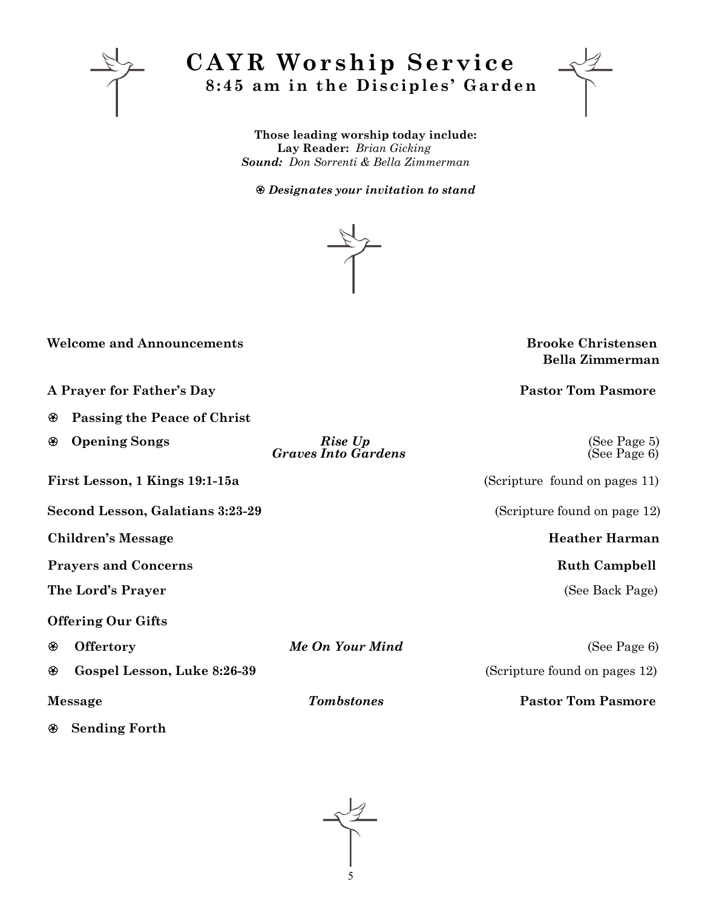# CAYR Worship Service

## 8:45 am in the Disciples' Garden

**Those leading worship today include:**
**Lay Reader:** *Brian Gicking*
***Sound:*** *Don Sorrenti & Bella Zimmerman*

⊛ ***Designates your invitation to stand***

**Welcome and Announcements** — **Brooke Christensen**, **Bella Zimmerman**

**A Prayer for Father's Day** — **Pastor Tom Pasmore**

⊛ **Passing the Peace of Christ**

⊛ **Opening Songs** — ***Rise Up*** (See Page 5); ***Graves Into Gardens*** (See Page 6)

**First Lesson, 1 Kings 19:1-15a** — (Scripture found on pages 11)

**Second Lesson, Galatians 3:23-29** — (Scripture found on page 12)

**Children's Message** — **Heather Harman**

**Prayers and Concerns** — **Ruth Campbell**

**The Lord's Prayer** — (See Back Page)

**Offering Our Gifts**

⊛ **Offertory** — ***Me On Your Mind*** (See Page 6)

⊛ **Gospel Lesson, Luke 8:26-39** — (Scripture found on pages 12)

**Message** — ***Tombstones*** — **Pastor Tom Pasmore**

⊛ **Sending Forth**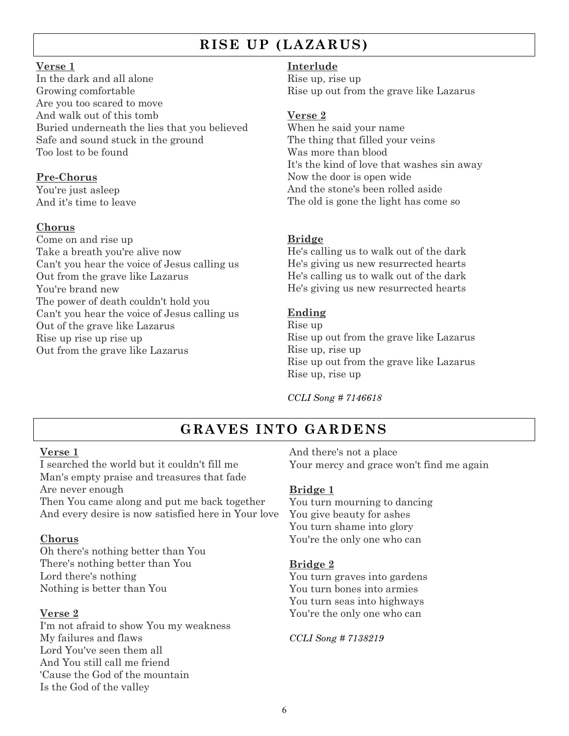## RISE UP (LAZARUS)

**Verse 1**
In the dark and all alone
Growing comfortable
Are you too scared to move
And walk out of this tomb
Buried underneath the lies that you believed
Safe and sound stuck in the ground
Too lost to be found

**Pre-Chorus**
You're just asleep
And it's time to leave

**Chorus**
Come on and rise up
Take a breath you're alive now
Can't you hear the voice of Jesus calling us
Out from the grave like Lazarus
You're brand new
The power of death couldn't hold you
Can't you hear the voice of Jesus calling us
Out of the grave like Lazarus
Rise up rise up rise up
Out from the grave like Lazarus

**Interlude**
Rise up, rise up
Rise up out from the grave like Lazarus

**Verse 2**
When he said your name
The thing that filled your veins
Was more than blood
It's the kind of love that washes sin away
Now the door is open wide
And the stone's been rolled aside
The old is gone the light has come so

**Bridge**
He's calling us to walk out of the dark
He's giving us new resurrected hearts
He's calling us to walk out of the dark
He's giving us new resurrected hearts

**Ending**
Rise up
Rise up out from the grave like Lazarus
Rise up, rise up
Rise up out from the grave like Lazarus
Rise up, rise up

*CCLI Song # 7146618*

## GRAVES INTO GARDENS

**Verse 1**
I searched the world but it couldn't fill me
Man's empty praise and treasures that fade
Are never enough
Then You came along and put me back together
And every desire is now satisfied here in Your love

**Chorus**
Oh there's nothing better than You
There's nothing better than You
Lord there's nothing
Nothing is better than You

**Verse 2**
I'm not afraid to show You my weakness
My failures and flaws
Lord You've seen them all
And You still call me friend
'Cause the God of the mountain
Is the God of the valley
And there's not a place
Your mercy and grace won't find me again

**Bridge 1**
You turn mourning to dancing
You give beauty for ashes
You turn shame into glory
You're the only one who can

**Bridge 2**
You turn graves into gardens
You turn bones into armies
You turn seas into highways
You're the only one who can

*CCLI Song # 7138219*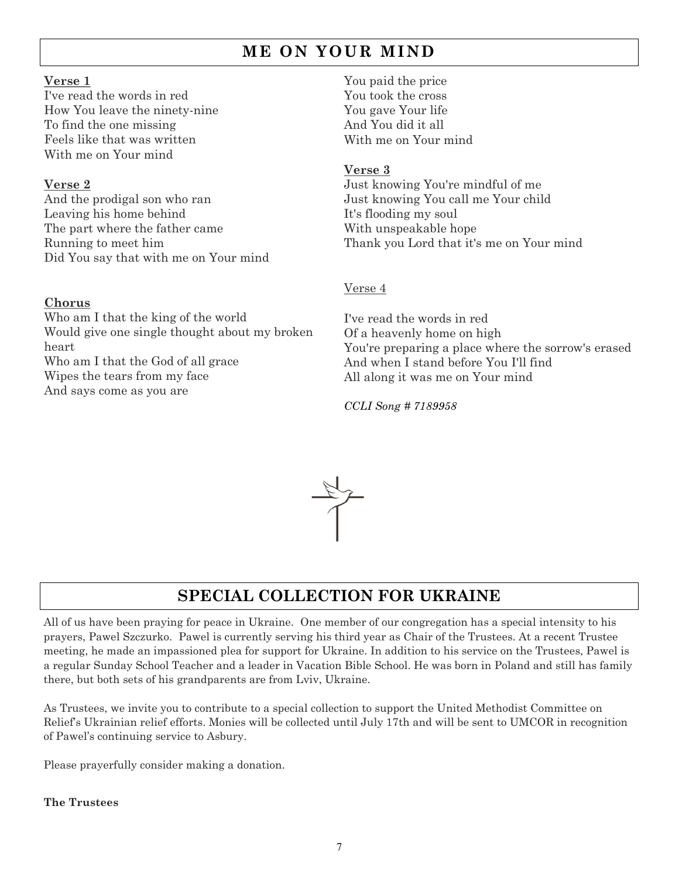## ME ON YOUR MIND

**Verse 1**
I've read the words in red
How You leave the ninety-nine
To find the one missing
Feels like that was written
With me on Your mind

**Verse 2**
And the prodigal son who ran
Leaving his home behind
The part where the father came
Running to meet him
Did You say that with me on Your mind

**Chorus**
Who am I that the king of the world
Would give one single thought about my broken heart
Who am I that the God of all grace
Wipes the tears from my face
And says come as you are

You paid the price
You took the cross
You gave Your life
And You did it all
With me on Your mind

**Verse 3**
Just knowing You're mindful of me
Just knowing You call me Your child
It's flooding my soul
With unspeakable hope
Thank you Lord that it's me on Your mind

Verse 4

I've read the words in red
Of a heavenly home on high
You're preparing a place where the sorrow's erased
And when I stand before You I'll find
All along it was me on Your mind

*CCLI Song # 7189958*

## SPECIAL COLLECTION FOR UKRAINE

All of us have been praying for peace in Ukraine. One member of our congregation has a special intensity to his prayers, Pawel Szczurko. Pawel is currently serving his third year as Chair of the Trustees. At a recent Trustee meeting, he made an impassioned plea for support for Ukraine. In addition to his service on the Trustees, Pawel is a regular Sunday School Teacher and a leader in Vacation Bible School. He was born in Poland and still has family there, but both sets of his grandparents are from Lviv, Ukraine.

As Trustees, we invite you to contribute to a special collection to support the United Methodist Committee on Relief's Ukrainian relief efforts. Monies will be collected until July 17th and will be sent to UMCOR in recognition of Pawel's continuing service to Asbury.

Please prayerfully consider making a donation.

**The Trustees**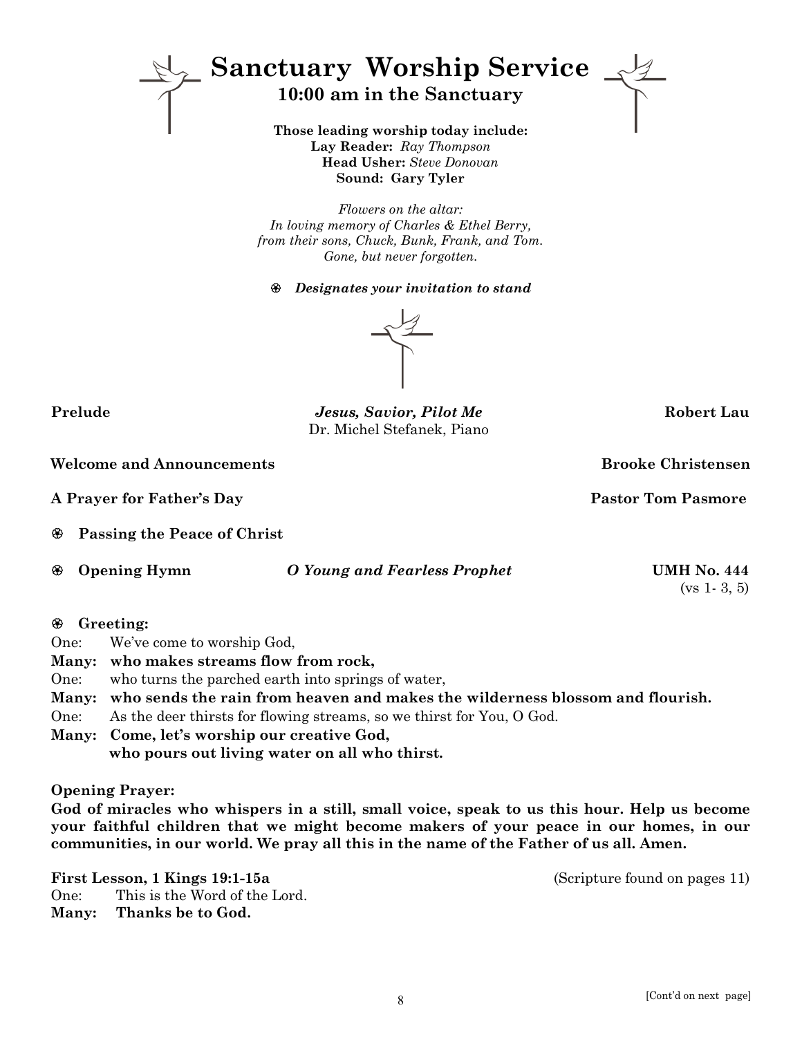# Sanctuary Worship Service

## 10:00 am in the Sanctuary

**Those leading worship today include:**
**Lay Reader:** *Ray Thompson*
**Head Usher:** *Steve Donovan*
**Sound: Gary Tyler**

*Flowers on the altar:*
*In loving memory of Charles & Ethel Berry,*
*from their sons, Chuck, Bunk, Frank, and Tom.*
*Gone, but never forgotten.*

⊛ ***Designates your invitation to stand***

**Prelude** — ***Jesus, Savior, Pilot Me*** — **Robert Lau**
Dr. Michel Stefanek, Piano

**Welcome and Announcements** — **Brooke Christensen**

**A Prayer for Father's Day** — **Pastor Tom Pasmore**

⊛ **Passing the Peace of Christ**

⊛ **Opening Hymn** — ***O Young and Fearless Prophet*** — **UMH No. 444** (vs 1- 3, 5)

⊛ **Greeting:**

One: We've come to worship God,
**Many: who makes streams flow from rock,**
One: who turns the parched earth into springs of water,
**Many: who sends the rain from heaven and makes the wilderness blossom and flourish.**
One: As the deer thirsts for flowing streams, so we thirst for You, O God.
**Many: Come, let's worship our creative God,**
**who pours out living water on all who thirst.**

**Opening Prayer:**
**God of miracles who whispers in a still, small voice, speak to us this hour. Help us become your faithful children that we might become makers of your peace in our homes, in our communities, in our world. We pray all this in the name of the Father of us all. Amen.**

**First Lesson, 1 Kings 19:1-15a** (Scripture found on pages 11)
One: This is the Word of the Lord.
**Many: Thanks be to God.**

[Cont'd on next page]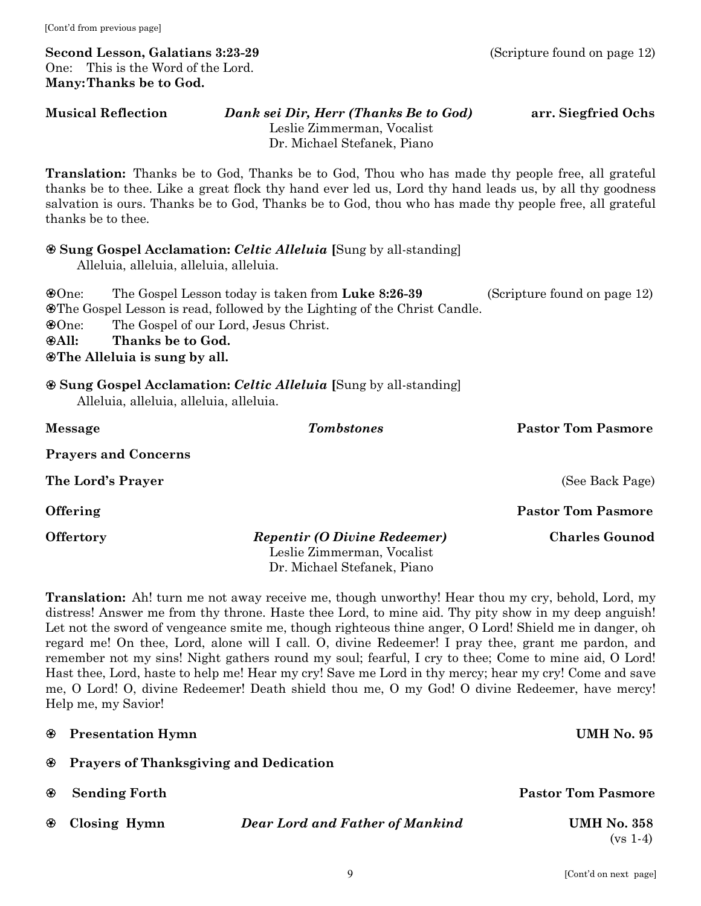[Cont'd from previous page]

**Second Lesson, Galatians 3:23-29** (Scripture found on page 12)
One: This is the Word of the Lord.
**Many: Thanks be to God.**

**Musical Reflection** ***Dank sei Dir, Herr (Thanks Be to God)*** **arr. Siegfried Ochs**
Leslie Zimmerman, Vocalist
Dr. Michael Stefanek, Piano

**Translation:** Thanks be to God, Thanks be to God, Thou who has made thy people free, all grateful thanks be to thee. Like a great flock thy hand ever led us, Lord thy hand leads us, by all thy goodness salvation is ours. Thanks be to God, Thanks be to God, thou who has made thy people free, all grateful thanks be to thee.

⊛ **Sung Gospel Acclamation:** ***Celtic Alleluia*** **[**Sung by all-standing]
Alleluia, alleluia, alleluia, alleluia.

⊛One: The Gospel Lesson today is taken from **Luke 8:26-39** (Scripture found on page 12)
⊛The Gospel Lesson is read, followed by the Lighting of the Christ Candle.
⊛One: The Gospel of our Lord, Jesus Christ.
⊛**All: Thanks be to God.**
⊛**The Alleluia is sung by all.**

⊛ **Sung Gospel Acclamation:** ***Celtic Alleluia*** **[**Sung by all-standing]
Alleluia, alleluia, alleluia, alleluia.

**Message** ***Tombstones*** **Pastor Tom Pasmore**

**Prayers and Concerns**

**The Lord's Prayer** (See Back Page)

**Offering** **Pastor Tom Pasmore**

**Offertory** ***Repentir (O Divine Redeemer)*** **Charles Gounod**
Leslie Zimmerman, Vocalist
Dr. Michael Stefanek, Piano

**Translation:** Ah! turn me not away receive me, though unworthy! Hear thou my cry, behold, Lord, my distress! Answer me from thy throne. Haste thee Lord, to mine aid. Thy pity show in my deep anguish! Let not the sword of vengeance smite me, though righteous thine anger, O Lord! Shield me in danger, oh regard me! On thee, Lord, alone will I call. O, divine Redeemer! I pray thee, grant me pardon, and remember not my sins! Night gathers round my soul; fearful, I cry to thee; Come to mine aid, O Lord! Hast thee, Lord, haste to help me! Hear my cry! Save me Lord in thy mercy; hear my cry! Come and save me, O Lord! O, divine Redeemer! Death shield thou me, O my God! O divine Redeemer, have mercy! Help me, my Savior!

⊛ **Presentation Hymn** **UMH No. 95**

⊛ **Prayers of Thanksgiving and Dedication**

⊛ **Sending Forth** **Pastor Tom Pasmore**

⊛ **Closing Hymn** ***Dear Lord and Father of Mankind*** **UMH No. 358** (vs 1-4)

[Cont'd on next page]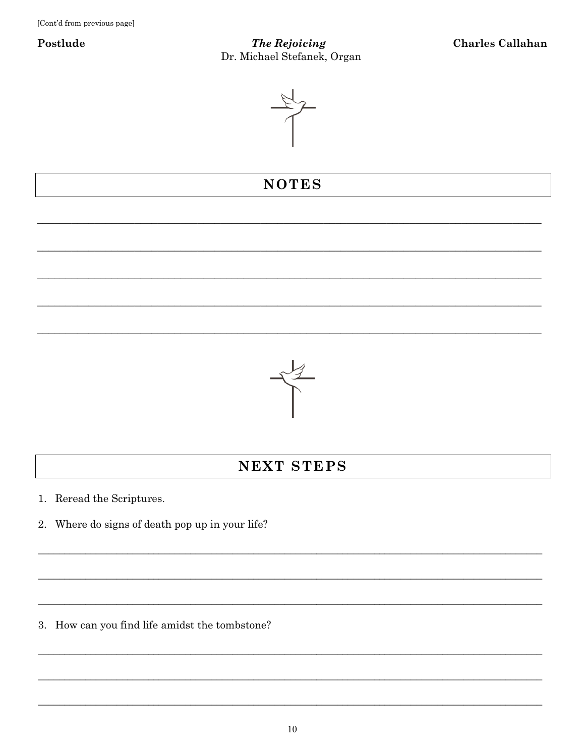[Cont'd from previous page]

**Postlude** *The Rejoicing* **Charles Callahan**
Dr. Michael Stefanek, Organ

## NOTES

______________________________________________________________________

______________________________________________________________________

______________________________________________________________________

______________________________________________________________________

______________________________________________________________________

## NEXT STEPS

1. Reread the Scriptures.
2. Where do signs of death pop up in your life?

______________________________________________________________________

______________________________________________________________________

______________________________________________________________________

3. How can you find life amidst the tombstone?

______________________________________________________________________

______________________________________________________________________

______________________________________________________________________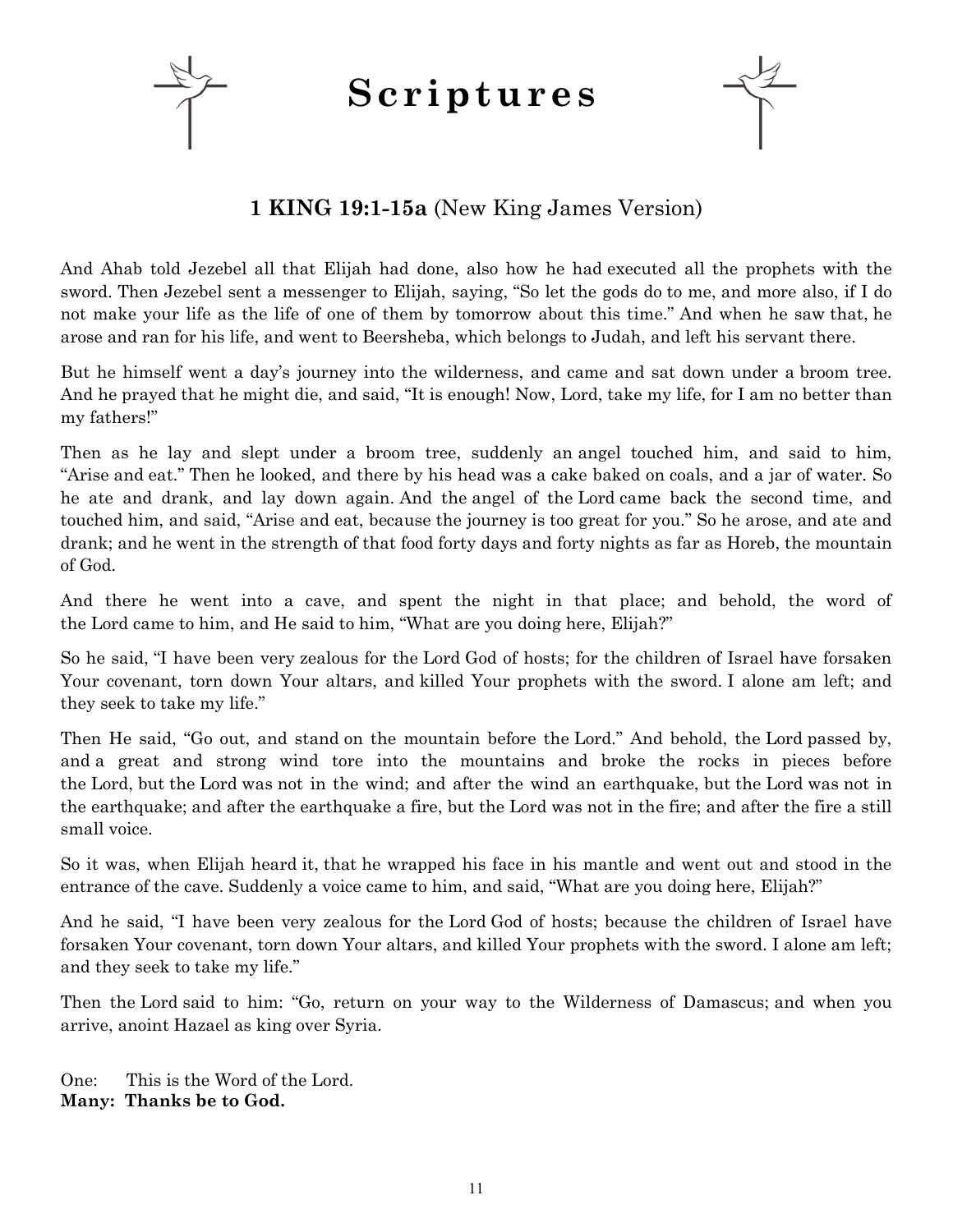# Scriptures

## **1 KING 19:1-15a** (New King James Version)

And Ahab told Jezebel all that Elijah had done, also how he had executed all the prophets with the sword. Then Jezebel sent a messenger to Elijah, saying, "So let the gods do to me, and more also, if I do not make your life as the life of one of them by tomorrow about this time." And when he saw that, he arose and ran for his life, and went to Beersheba, which belongs to Judah, and left his servant there.

But he himself went a day's journey into the wilderness, and came and sat down under a broom tree. And he prayed that he might die, and said, "It is enough! Now, Lord, take my life, for I am no better than my fathers!"

Then as he lay and slept under a broom tree, suddenly an angel touched him, and said to him, "Arise and eat." Then he looked, and there by his head was a cake baked on coals, and a jar of water. So he ate and drank, and lay down again. And the angel of the Lord came back the second time, and touched him, and said, "Arise and eat, because the journey is too great for you." So he arose, and ate and drank; and he went in the strength of that food forty days and forty nights as far as Horeb, the mountain of God.

And there he went into a cave, and spent the night in that place; and behold, the word of the Lord came to him, and He said to him, "What are you doing here, Elijah?"

So he said, "I have been very zealous for the Lord God of hosts; for the children of Israel have forsaken Your covenant, torn down Your altars, and killed Your prophets with the sword. I alone am left; and they seek to take my life."

Then He said, "Go out, and stand on the mountain before the Lord." And behold, the Lord passed by, and a great and strong wind tore into the mountains and broke the rocks in pieces before the Lord, but the Lord was not in the wind; and after the wind an earthquake, but the Lord was not in the earthquake; and after the earthquake a fire, but the Lord was not in the fire; and after the fire a still small voice.

So it was, when Elijah heard it, that he wrapped his face in his mantle and went out and stood in the entrance of the cave. Suddenly a voice came to him, and said, "What are you doing here, Elijah?"

And he said, "I have been very zealous for the Lord God of hosts; because the children of Israel have forsaken Your covenant, torn down Your altars, and killed Your prophets with the sword. I alone am left; and they seek to take my life."

Then the Lord said to him: "Go, return on your way to the Wilderness of Damascus; and when you arrive, anoint Hazael as king over Syria.

One: This is the Word of the Lord.
**Many: Thanks be to God.**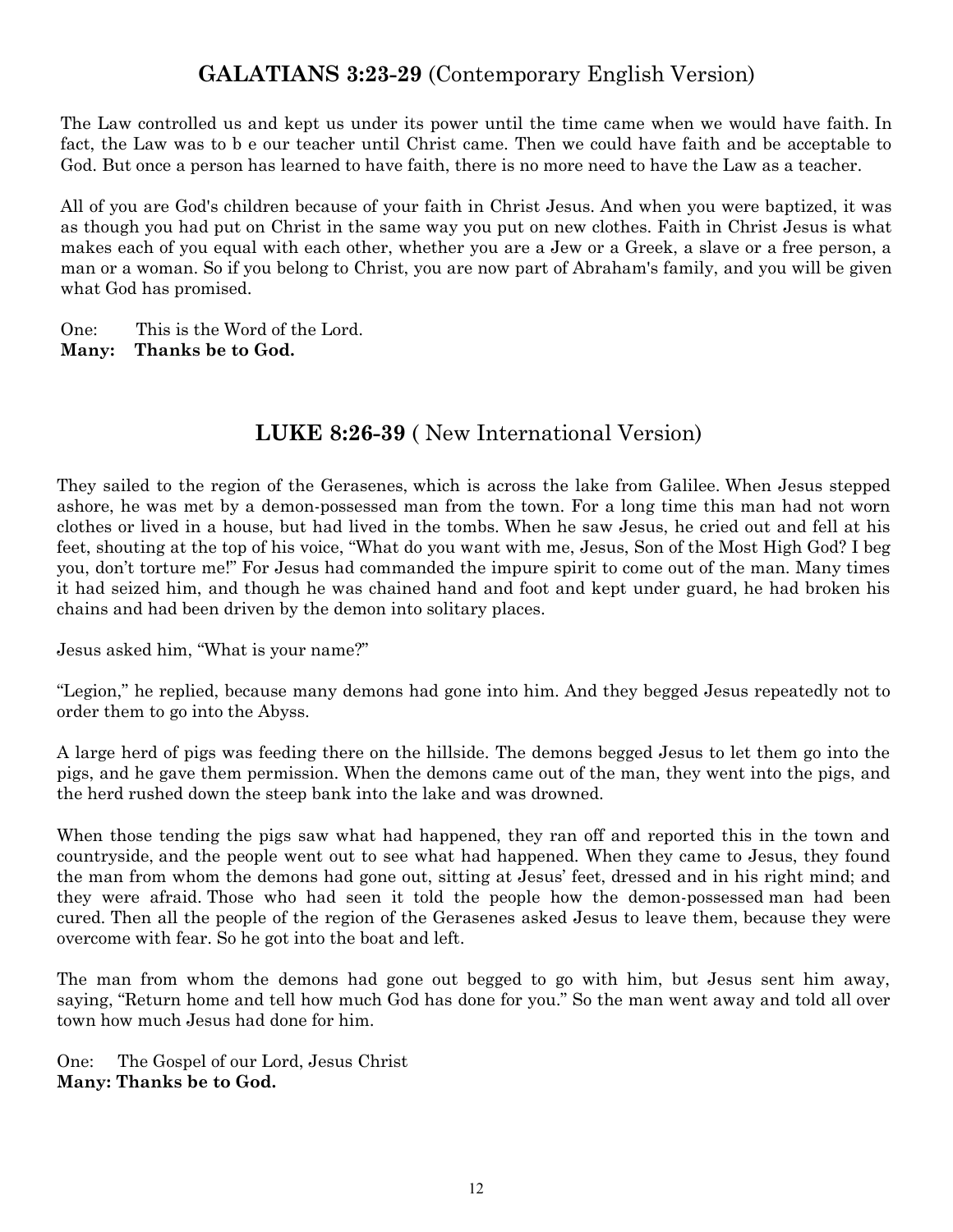## **GALATIANS 3:23-29** (Contemporary English Version)

The Law controlled us and kept us under its power until the time came when we would have faith. In fact, the Law was to b e our teacher until Christ came. Then we could have faith and be acceptable to God. But once a person has learned to have faith, there is no more need to have the Law as a teacher.

All of you are God's children because of your faith in Christ Jesus. And when you were baptized, it was as though you had put on Christ in the same way you put on new clothes. Faith in Christ Jesus is what makes each of you equal with each other, whether you are a Jew or a Greek, a slave or a free person, a man or a woman. So if you belong to Christ, you are now part of Abraham's family, and you will be given what God has promised.

One: This is the Word of the Lord.
**Many: Thanks be to God.**

## **LUKE 8:26-39** ( New International Version)

They sailed to the region of the Gerasenes, which is across the lake from Galilee. When Jesus stepped ashore, he was met by a demon-possessed man from the town. For a long time this man had not worn clothes or lived in a house, but had lived in the tombs. When he saw Jesus, he cried out and fell at his feet, shouting at the top of his voice, "What do you want with me, Jesus, Son of the Most High God? I beg you, don't torture me!" For Jesus had commanded the impure spirit to come out of the man. Many times it had seized him, and though he was chained hand and foot and kept under guard, he had broken his chains and had been driven by the demon into solitary places.

Jesus asked him, "What is your name?"

"Legion," he replied, because many demons had gone into him. And they begged Jesus repeatedly not to order them to go into the Abyss.

A large herd of pigs was feeding there on the hillside. The demons begged Jesus to let them go into the pigs, and he gave them permission. When the demons came out of the man, they went into the pigs, and the herd rushed down the steep bank into the lake and was drowned.

When those tending the pigs saw what had happened, they ran off and reported this in the town and countryside, and the people went out to see what had happened. When they came to Jesus, they found the man from whom the demons had gone out, sitting at Jesus' feet, dressed and in his right mind; and they were afraid. Those who had seen it told the people how the demon-possessed man had been cured. Then all the people of the region of the Gerasenes asked Jesus to leave them, because they were overcome with fear. So he got into the boat and left.

The man from whom the demons had gone out begged to go with him, but Jesus sent him away, saying, "Return home and tell how much God has done for you." So the man went away and told all over town how much Jesus had done for him.

One: The Gospel of our Lord, Jesus Christ
**Many: Thanks be to God.**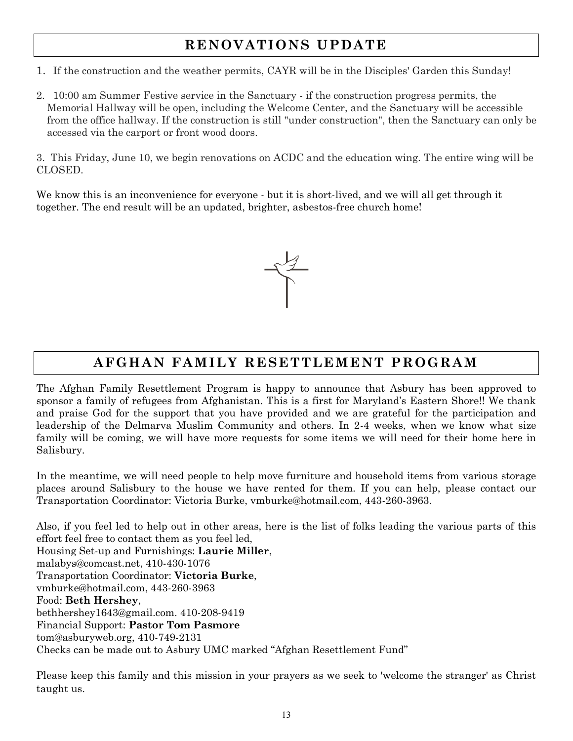## RENOVATIONS UPDATE

1. If the construction and the weather permits, CAYR will be in the Disciples' Garden this Sunday!

2. 10:00 am Summer Festive service in the Sanctuary - if the construction progress permits, the Memorial Hallway will be open, including the Welcome Center, and the Sanctuary will be accessible from the office hallway. If the construction is still "under construction", then the Sanctuary can only be accessed via the carport or front wood doors.

3. This Friday, June 10, we begin renovations on ACDC and the education wing. The entire wing will be CLOSED.

We know this is an inconvenience for everyone - but it is short-lived, and we will all get through it together. The end result will be an updated, brighter, asbestos-free church home!

## AFGHAN FAMILY RESETTLEMENT PROGRAM

The Afghan Family Resettlement Program is happy to announce that Asbury has been approved to sponsor a family of refugees from Afghanistan. This is a first for Maryland's Eastern Shore!! We thank and praise God for the support that you have provided and we are grateful for the participation and leadership of the Delmarva Muslim Community and others. In 2-4 weeks, when we know what size family will be coming, we will have more requests for some items we will need for their home here in Salisbury.

In the meantime, we will need people to help move furniture and household items from various storage places around Salisbury to the house we have rented for them. If you can help, please contact our Transportation Coordinator: Victoria Burke, vmburke@hotmail.com, 443-260-3963.

Also, if you feel led to help out in other areas, here is the list of folks leading the various parts of this effort feel free to contact them as you feel led,
Housing Set-up and Furnishings: **Laurie Miller**,
malabys@comcast.net, 410-430-1076
Transportation Coordinator: **Victoria Burke**,
vmburke@hotmail.com, 443-260-3963
Food: **Beth Hershey**,
bethhershey1643@gmail.com. 410-208-9419
Financial Support: **Pastor Tom Pasmore**
tom@asburyweb.org, 410-749-2131
Checks can be made out to Asbury UMC marked "Afghan Resettlement Fund"

Please keep this family and this mission in your prayers as we seek to 'welcome the stranger' as Christ taught us.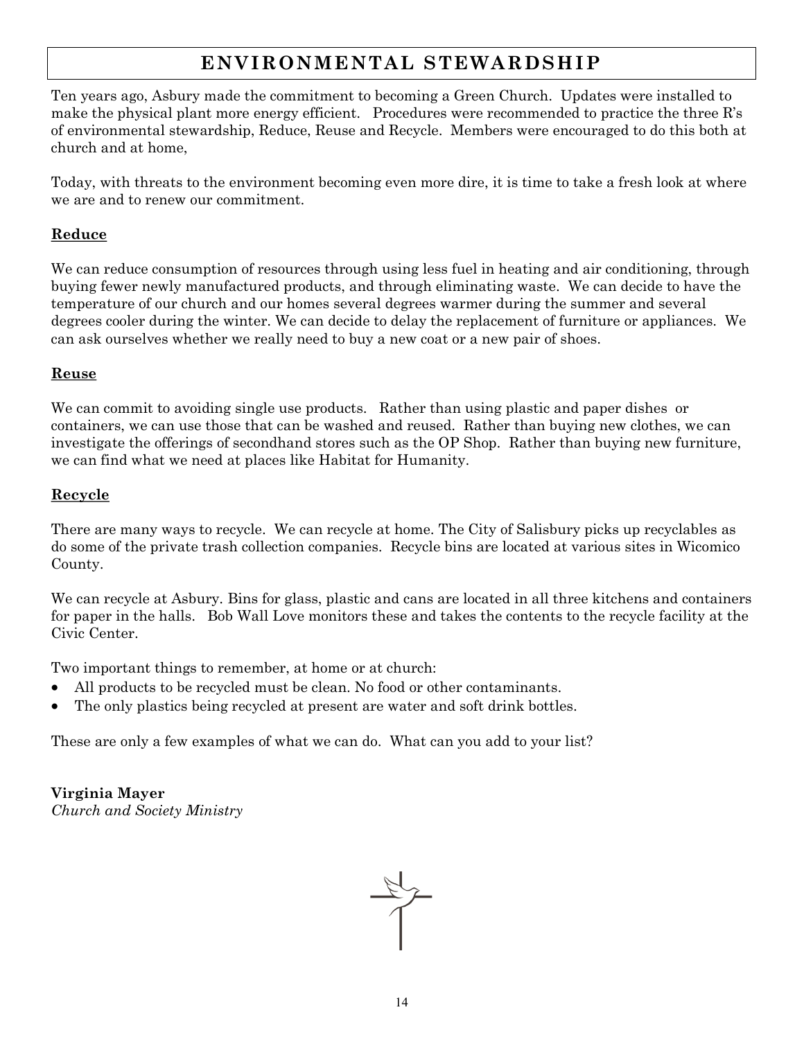# ENVIRONMENTAL STEWARDSHIP

Ten years ago, Asbury made the commitment to becoming a Green Church. Updates were installed to make the physical plant more energy efficient. Procedures were recommended to practice the three R's of environmental stewardship, Reduce, Reuse and Recycle. Members were encouraged to do this both at church and at home,

Today, with threats to the environment becoming even more dire, it is time to take a fresh look at where we are and to renew our commitment.

## Reduce

We can reduce consumption of resources through using less fuel in heating and air conditioning, through buying fewer newly manufactured products, and through eliminating waste. We can decide to have the temperature of our church and our homes several degrees warmer during the summer and several degrees cooler during the winter. We can decide to delay the replacement of furniture or appliances. We can ask ourselves whether we really need to buy a new coat or a new pair of shoes.

## Reuse

We can commit to avoiding single use products. Rather than using plastic and paper dishes or containers, we can use those that can be washed and reused. Rather than buying new clothes, we can investigate the offerings of secondhand stores such as the OP Shop. Rather than buying new furniture, we can find what we need at places like Habitat for Humanity.

## Recycle

There are many ways to recycle. We can recycle at home. The City of Salisbury picks up recyclables as do some of the private trash collection companies. Recycle bins are located at various sites in Wicomico County.

We can recycle at Asbury. Bins for glass, plastic and cans are located in all three kitchens and containers for paper in the halls. Bob Wall Love monitors these and takes the contents to the recycle facility at the Civic Center.

Two important things to remember, at home or at church:

- All products to be recycled must be clean. No food or other contaminants.
- The only plastics being recycled at present are water and soft drink bottles.

These are only a few examples of what we can do. What can you add to your list?

**Virginia Mayer**
*Church and Society Ministry*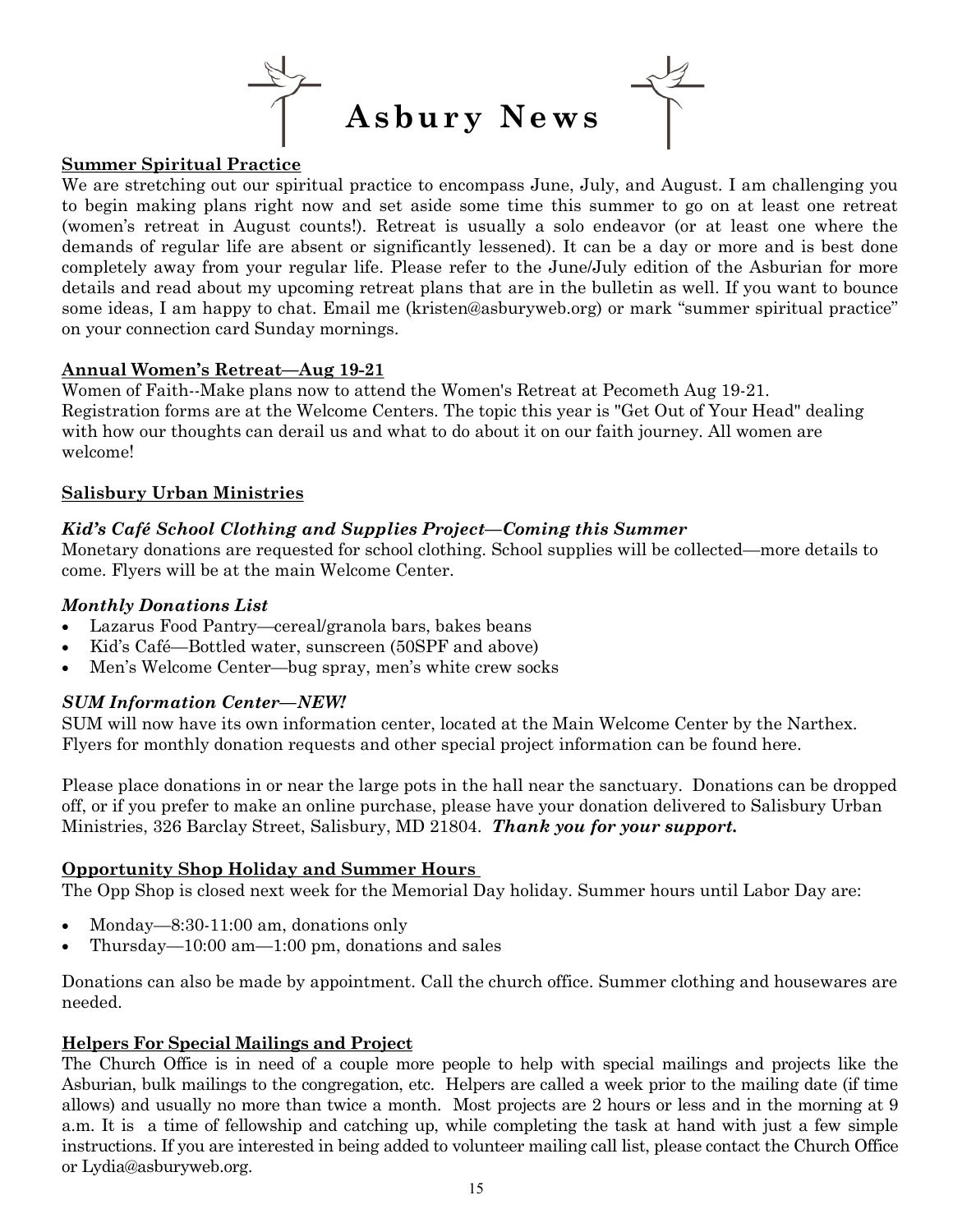# Asbury News

## Summer Spiritual Practice

We are stretching out our spiritual practice to encompass June, July, and August. I am challenging you to begin making plans right now and set aside some time this summer to go on at least one retreat (women's retreat in August counts!). Retreat is usually a solo endeavor (or at least one where the demands of regular life are absent or significantly lessened). It can be a day or more and is best done completely away from your regular life. Please refer to the June/July edition of the Asburian for more details and read about my upcoming retreat plans that are in the bulletin as well. If you want to bounce some ideas, I am happy to chat. Email me (kristen@asburyweb.org) or mark "summer spiritual practice" on your connection card Sunday mornings.

## Annual Women's Retreat—Aug 19-21

Women of Faith--Make plans now to attend the Women's Retreat at Pecometh Aug 19-21. Registration forms are at the Welcome Centers. The topic this year is "Get Out of Your Head" dealing with how our thoughts can derail us and what to do about it on our faith journey. All women are welcome!

## Salisbury Urban Ministries

### *Kid's Café School Clothing and Supplies Project—Coming this Summer*

Monetary donations are requested for school clothing. School supplies will be collected—more details to come. Flyers will be at the main Welcome Center.

### *Monthly Donations List*

- Lazarus Food Pantry—cereal/granola bars, bakes beans
- Kid's Café—Bottled water, sunscreen (50SPF and above)
- Men's Welcome Center—bug spray, men's white crew socks

### *SUM Information Center—NEW!*

SUM will now have its own information center, located at the Main Welcome Center by the Narthex. Flyers for monthly donation requests and other special project information can be found here.

Please place donations in or near the large pots in the hall near the sanctuary. Donations can be dropped off, or if you prefer to make an online purchase, please have your donation delivered to Salisbury Urban Ministries, 326 Barclay Street, Salisbury, MD 21804. ***Thank you for your support.***

## Opportunity Shop Holiday and Summer Hours

The Opp Shop is closed next week for the Memorial Day holiday. Summer hours until Labor Day are:

- Monday—8:30-11:00 am, donations only
- Thursday—10:00 am—1:00 pm, donations and sales

Donations can also be made by appointment. Call the church office. Summer clothing and housewares are needed.

## Helpers For Special Mailings and Project

The Church Office is in need of a couple more people to help with special mailings and projects like the Asburian, bulk mailings to the congregation, etc. Helpers are called a week prior to the mailing date (if time allows) and usually no more than twice a month. Most projects are 2 hours or less and in the morning at 9 a.m. It is a time of fellowship and catching up, while completing the task at hand with just a few simple instructions. If you are interested in being added to volunteer mailing call list, please contact the Church Office or Lydia@asburyweb.org.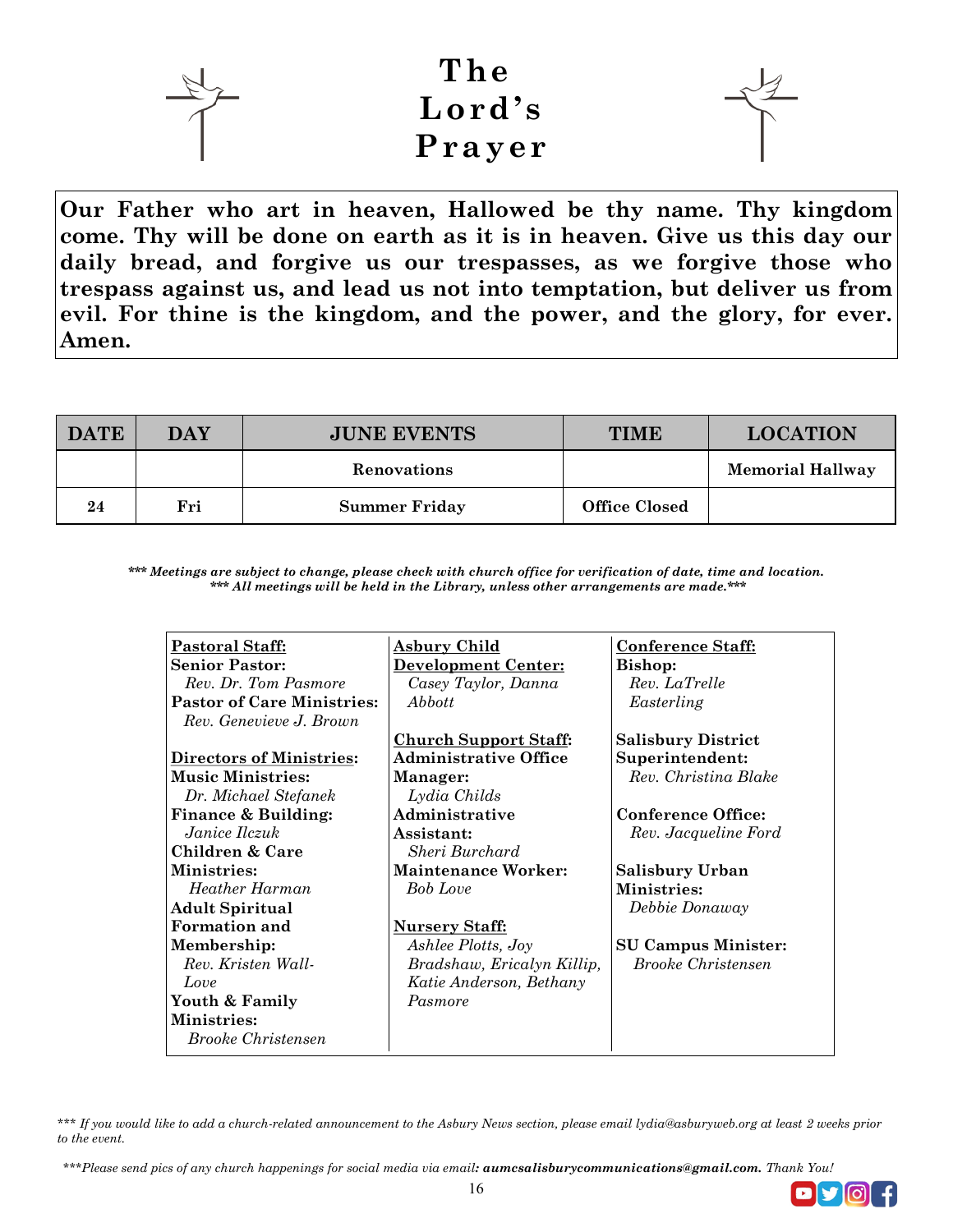# The Lord's Prayer

**Our Father who art in heaven, Hallowed be thy name. Thy kingdom come. Thy will be done on earth as it is in heaven. Give us this day our daily bread, and forgive us our trespasses, as we forgive those who trespass against us, and lead us not into temptation, but deliver us from evil. For thine is the kingdom, and the power, and the glory, for ever. Amen.**

| DATE | DAY | JUNE EVENTS | TIME | LOCATION |
|---|---|---|---|---|
| | | Renovations | | Memorial Hallway |
| 24 | Fri | Summer Friday | Office Closed | |

****** Meetings are subject to change, please check with church office for verification of date, time and location.***
****** All meetings will be held in the Library, unless other arrangements are made.******

**Pastoral Staff:**
**Senior Pastor:**
*Rev. Dr. Tom Pasmore*
**Pastor of Care Ministries:**
*Rev. Genevieve J. Brown*

**Directors of Ministries:**
**Music Ministries:**
*Dr. Michael Stefanek*
**Finance & Building:**
*Janice Ilczuk*
**Children & Care Ministries:**
*Heather Harman*
**Adult Spiritual Formation and Membership:**
*Rev. Kristen Wall-Love*
**Youth & Family Ministries:**
*Brooke Christensen*

**Asbury Child Development Center:**
*Casey Taylor, Danna Abbott*

**Church Support Staff:**
**Administrative Office Manager:**
*Lydia Childs*
**Administrative Assistant:**
*Sheri Burchard*
**Maintenance Worker:**
*Bob Love*

**Nursery Staff:**
*Ashlee Plotts, Joy Bradshaw, Ericalyn Killip, Katie Anderson, Bethany Pasmore*

**Conference Staff:**
**Bishop:**
*Rev. LaTrelle Easterling*

**Salisbury District Superintendent:**
*Rev. Christina Blake*

**Conference Office:**
*Rev. Jacqueline Ford*

**Salisbury Urban Ministries:**
*Debbie Donaway*

**SU Campus Minister:**
*Brooke Christensen*

**** If you would like to add a church-related announcement to the Asbury News section, please email lydia@asburyweb.org at least 2 weeks prior to the event.*

****Please send pics of any church happenings for social media via email: **aumcsalisburycommunications@gmail.com.** Thank You!*